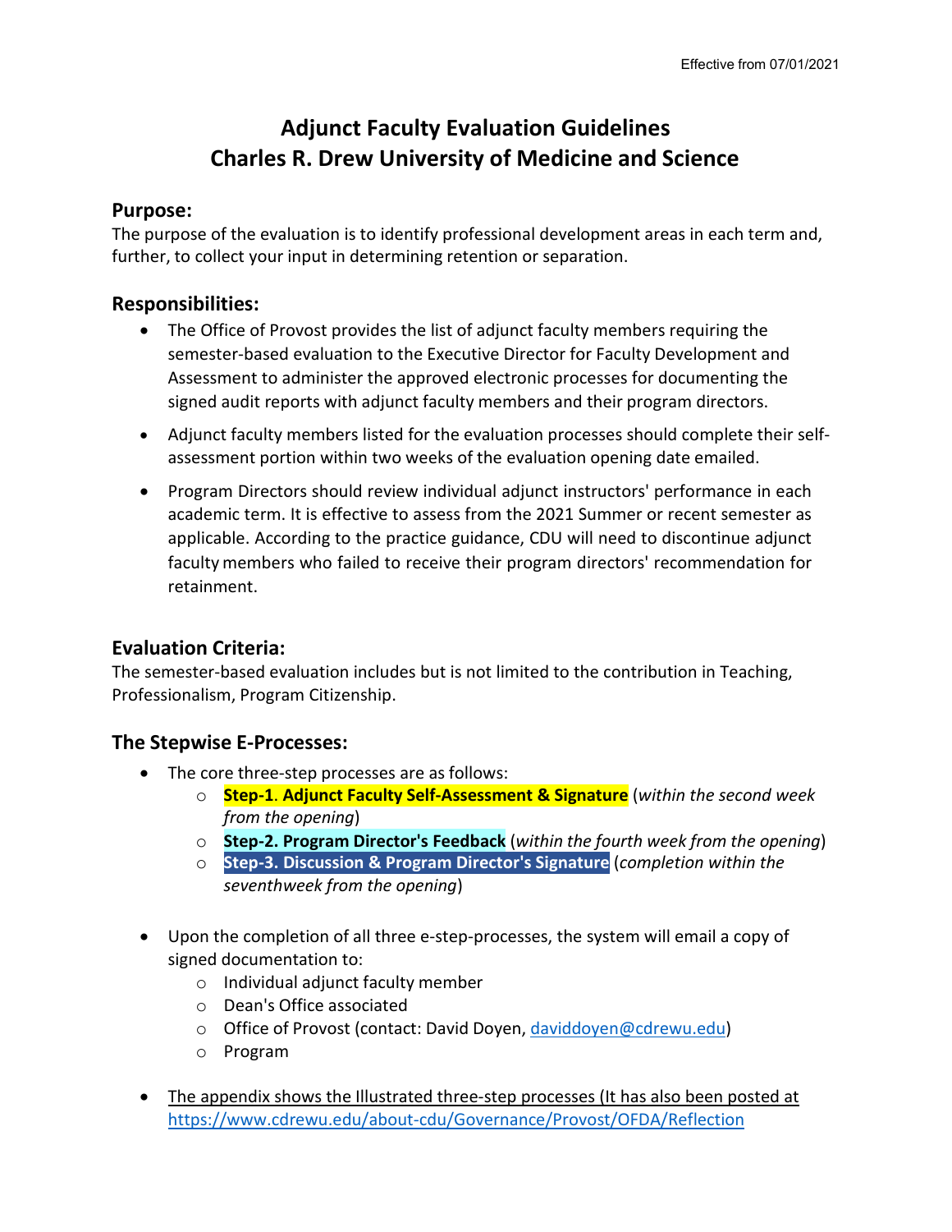Effective from 07/01/2021

# Adjunct Faculty Evaluation Guidelines
# Charles R. Drew University of Medicine and Science

## Purpose:

The purpose of the evaluation is to identify professional development areas in each term and, further, to collect your input in determining retention or separation.

## Responsibilities:

- The Office of Provost provides the list of adjunct faculty members requiring the semester-based evaluation to the Executive Director for Faculty Development and Assessment to administer the approved electronic processes for documenting the signed audit reports with adjunct faculty members and their program directors.
- Adjunct faculty members listed for the evaluation processes should complete their self-assessment portion within two weeks of the evaluation opening date emailed.
- Program Directors should review individual adjunct instructors' performance in each academic term. It is effective to assess from the 2021 Summer or recent semester as applicable. According to the practice guidance, CDU will need to discontinue adjunct faculty members who failed to receive their program directors' recommendation for retainment.

## Evaluation Criteria:

The semester-based evaluation includes but is not limited to the contribution in Teaching, Professionalism, Program Citizenship.

## The Stepwise E-Processes:

- The core three-step processes are as follows:
  - **Step-1. Adjunct Faculty Self-Assessment & Signature** (*within the second week from the opening*)
  - **Step-2. Program Director's Feedback** (*within the fourth week from the opening*)
  - **Step-3. Discussion & Program Director's Signature** (*completion within the seventhweek from the opening*)
- Upon the completion of all three e-step-processes, the system will email a copy of signed documentation to:
  - Individual adjunct faculty member
  - Dean's Office associated
  - Office of Provost (contact: David Doyen, daviddoyen@cdrewu.edu)
  - Program
- The appendix shows the Illustrated three-step processes (It has also been posted at https://www.cdrewu.edu/about-cdu/Governance/Provost/OFDA/Reflection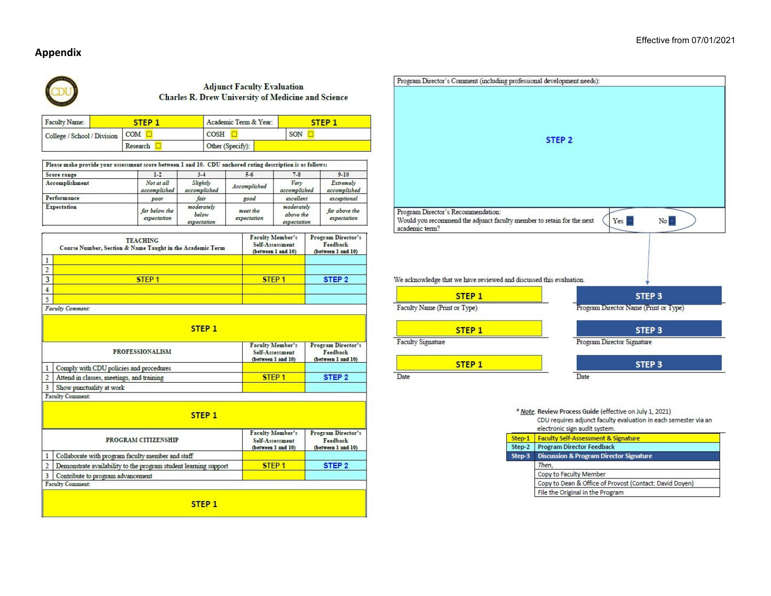Effective from 07/01/2021

## Appendix

### Adjunct Faculty Evaluation
### Charles R. Drew University of Medicine and Science

| Faculty Name: | STEP 1 | Academic Term & Year: | STEP 1 |
|---|---|---|---|
| College / School / Division | COM ☐ | COSH ☐ | SON ☐ |
| | Research ☐ | Other (Specify): | |

Please make provide your assessment score between 1 and 10. CDU anchored rating description is as follows:

| Score range | 1-2 | 3-4 | 5-6 | 7-8 | 9-10 |
|---|---|---|---|---|---|
| Accomplishment | *Not at all accomplished* | *Slightly accomplished* | *Accomplished* | *Very accomplished* | *Extremely accomplished* |
| Performance | *poor* | *fair* | *good* | *excellent* | *exceptional* |
| Expectation | *far below the expectation* | *moderately below expectation* | *meet the expectation* | *moderately above the expectation* | *far above the expectation* |

| | TEACHING Course Number, Section & Name Taught in the Academic Term | Faculty Member's Self-Assessment (between 1 and 10) | Program Director's Feedback (between 1 and 10) |
|---|---|---|---|
| 1 | | | |
| 2 | | | |
| 3 | STEP 1 | STEP 1 | STEP 2 |
| 4 | | | |
| 5 | | | |

*Faculty Comment:*

STEP 1

| | PROFESSIONALISM | Faculty Member's Self-Assessment (between 1 and 10) | Program Director's Feedback (between 1 and 10) |
|---|---|---|---|
| 1 | Comply with CDU policies and procedures | | |
| 2 | Attend in classes, meetings, and training | STEP 1 | STEP 2 |
| 3 | Show punctuality at work | | |

Faculty Comment:

STEP 1

| | PROGRAM CITIZENSHIP | Faculty Member's Self-Assessment (between 1 and 10) | Program Director's Feedback (between 1 and 10) |
|---|---|---|---|
| 1 | Collaborate with program faculty member and staff | | |
| 2 | Demonstrate availability to the program student learning support | STEP 1 | STEP 2 |
| 3 | Contribute to program advancement | | |

Faculty Comment:

STEP 1

Program Director's Comment (including professional development needs):

STEP 2

Program Director's Recommendation:
Would you recommend the adjunct faculty member to retain for the next academic term? Yes ☐ No ☐

We acknowledge that we have reviewed and discussed this evaluation.

| STEP 1 | STEP 3 |
|---|---|
| Faculty Name (Print or Type) | Program Director Name (Print or Type) |
| STEP 1 | STEP 3 |
| Faculty Signature | Program Director Signature |
| STEP 1 | STEP 3 |
| Date | Date |

\* ***Note***. Review Process Guide (effective on July 1, 2021)
CDU requires adjunct faculty evaluation in each semester via an electronic sign audit system.

| Step-1 | Faculty Self-Assessment & Signature |
|---|---|
| Step-2 | Program Director Feedback |
| Step-3 | Discussion & Program Director Signature |
| | *Then,* |
| | Copy to Faculty Member |
| | Copy to Dean & Office of Provost (Contact: David Doyen) |
| | File the Original in the Program |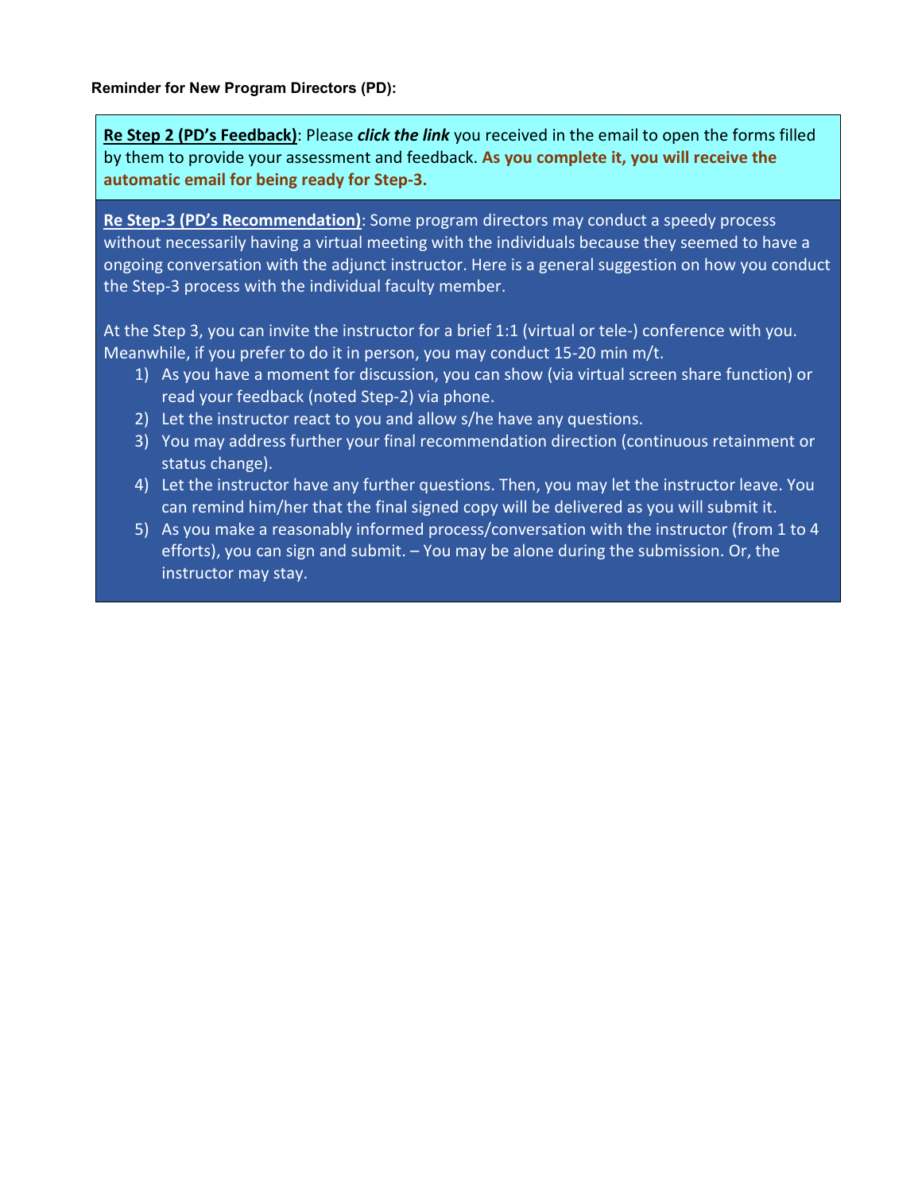**Reminder for New Program Directors (PD):**

**Re Step 2 (PD's Feedback)**: Please ***click the link*** you received in the email to open the forms filled by them to provide your assessment and feedback. **As you complete it, you will receive the automatic email for being ready for Step-3.**

**Re Step-3 (PD's Recommendation)**: Some program directors may conduct a speedy process without necessarily having a virtual meeting with the individuals because they seemed to have a ongoing conversation with the adjunct instructor. Here is a general suggestion on how you conduct the Step-3 process with the individual faculty member.

At the Step 3, you can invite the instructor for a brief 1:1 (virtual or tele-) conference with you. Meanwhile, if you prefer to do it in person, you may conduct 15-20 min m/t.

1) As you have a moment for discussion, you can show (via virtual screen share function) or read your feedback (noted Step-2) via phone.
2) Let the instructor react to you and allow s/he have any questions.
3) You may address further your final recommendation direction (continuous retainment or status change).
4) Let the instructor have any further questions. Then, you may let the instructor leave. You can remind him/her that the final signed copy will be delivered as you will submit it.
5) As you make a reasonably informed process/conversation with the instructor (from 1 to 4 efforts), you can sign and submit. – You may be alone during the submission. Or, the instructor may stay.